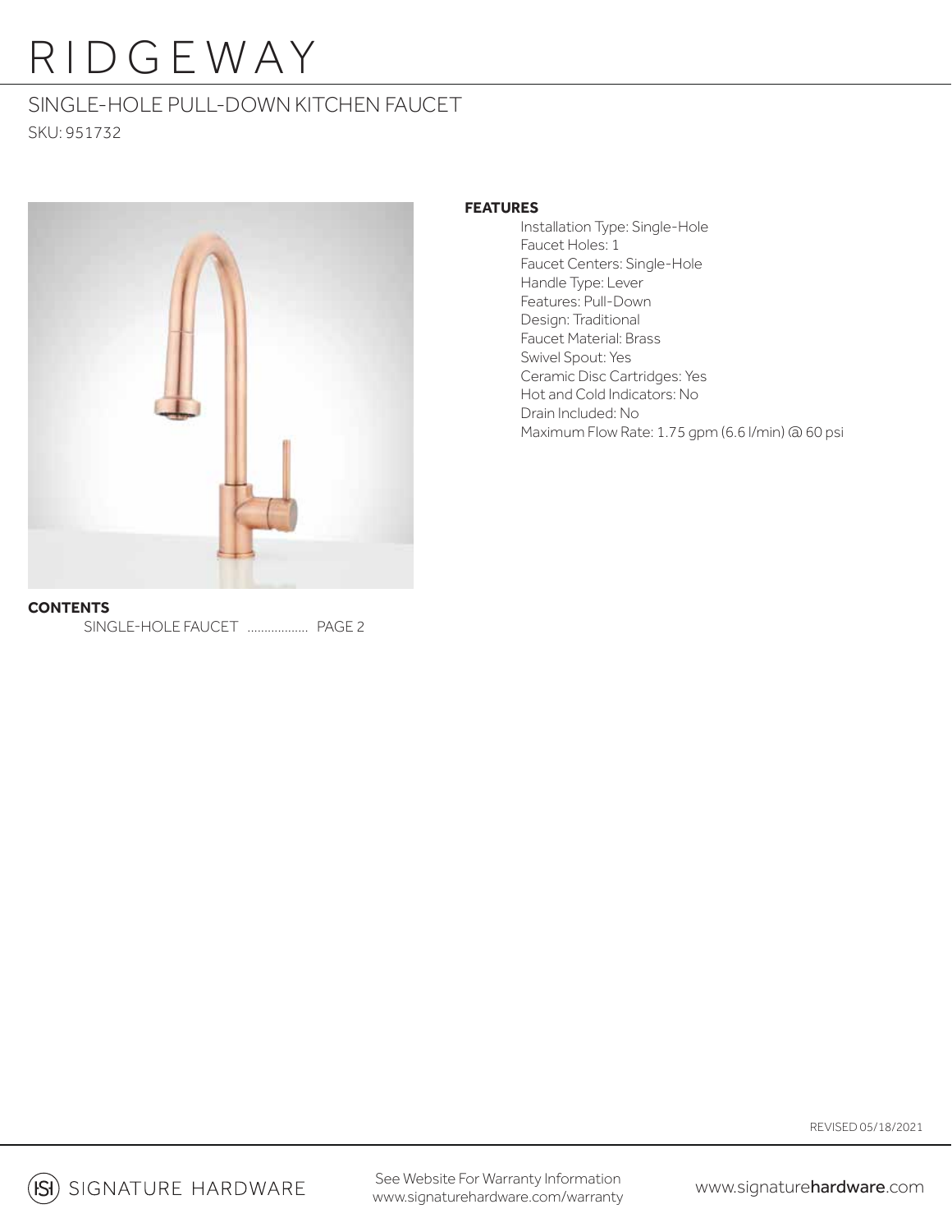# RIDGEWAY

## SINGLE-HOLE PULL-DOWN KITCHEN FAUCET

SKU: 951732

**FEATURES**

- Installation Type: Single-Hole
- Faucet Holes: 1
- Faucet Centers: Single-Hole
- Handle Type: Lever
- Features: Pull-Down
- Design: Traditional
- Faucet Material: Brass
- Swivel Spout: Yes
- Ceramic Disc Cartridges: Yes
- Hot and Cold Indicators: No
- Drain Included: No
- Maximum Flow Rate: 1.75 gpm (6.6 l/min) @ 60 psi

**CONTENTS**

SINGLE-HOLE FAUCET .................. PAGE 2

REVISED 05/18/2021

SIGNATURE HARDWARE

See Website For Warranty Information
www.signaturehardware.com/warranty

www.signaturehardware.com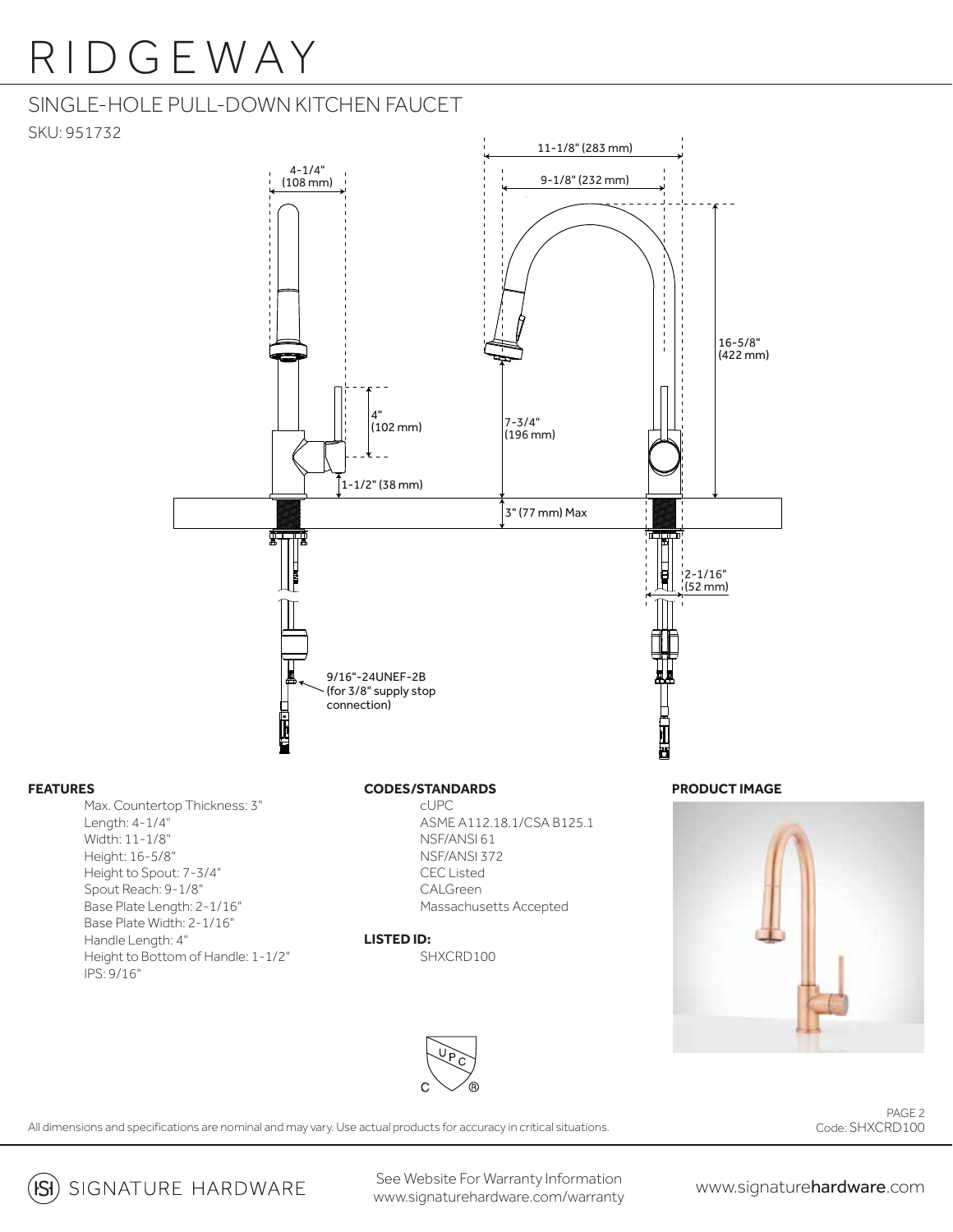# RIDGEWAY

## SINGLE-HOLE PULL-DOWN KITCHEN FAUCET

SKU: 951732

4-1/4" (108 mm)
11-1/8" (283 mm)
9-1/8" (232 mm)
16-5/8" (422 mm)
4" (102 mm)
7-3/4" (196 mm)
1-1/2" (38 mm)
3" (77 mm) Max
2-1/16" (52 mm)
9/16"-24UNEF-2B (for 3/8" supply stop connection)

### FEATURES

- Max. Countertop Thickness: 3"
- Length: 4-1/4"
- Width: 11-1/8"
- Height: 16-5/8"
- Height to Spout: 7-3/4"
- Spout Reach: 9-1/8"
- Base Plate Length: 2-1/16"
- Base Plate Width: 2-1/16"
- Handle Length: 4"
- Height to Bottom of Handle: 1-1/2"
- IPS: 9/16"

### CODES/STANDARDS

- cUPC
- ASME A112.18.1/CSA B125.1
- NSF/ANSI 61
- NSF/ANSI 372
- CEC Listed
- CALGreen
- Massachusetts Accepted

### LISTED ID:

SHXCRD100

### PRODUCT IMAGE

All dimensions and specifications are nominal and may vary. Use actual products for accuracy in critical situations.

Code: SHXCRD100

SIGNATURE HARDWARE

See Website For Warranty Information
www.signaturehardware.com/warranty

www.signaturehardware.com